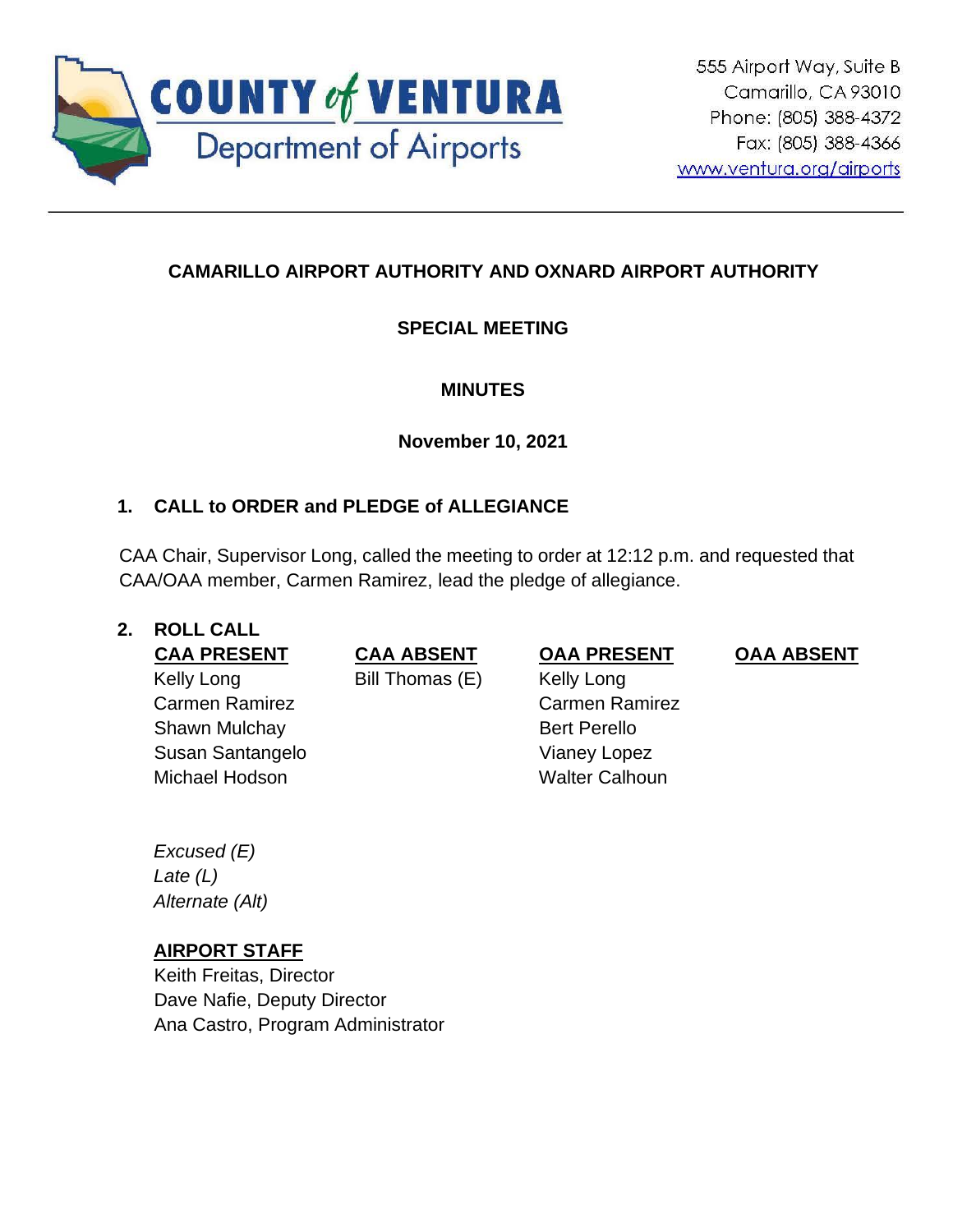COUNTY of VENTURA
Department of Airports

555 Airport Way, Suite B
Camarillo, CA 93010
Phone: (805) 388-4372
Fax: (805) 388-4366
www.ventura.org/airports

---

**CAMARILLO AIRPORT AUTHORITY AND OXNARD AIRPORT AUTHORITY**

**SPECIAL MEETING**

**MINUTES**

**November 10, 2021**

## 1. CALL to ORDER and PLEDGE of ALLEGIANCE

CAA Chair, Supervisor Long, called the meeting to order at 12:12 p.m. and requested that CAA/OAA member, Carmen Ramirez, lead the pledge of allegiance.

## 2. ROLL CALL

| CAA PRESENT | CAA ABSENT | OAA PRESENT | OAA ABSENT |
| --- | --- | --- | --- |
| Kelly Long | Bill Thomas (E) | Kelly Long | |
| Carmen Ramirez | | Carmen Ramirez | |
| Shawn Mulchay | | Bert Perello | |
| Susan Santangelo | | Vianey Lopez | |
| Michael Hodson | | Walter Calhoun | |

*Excused (E)*
*Late (L)*
*Alternate (Alt)*

**AIRPORT STAFF**

Keith Freitas, Director
Dave Nafie, Deputy Director
Ana Castro, Program Administrator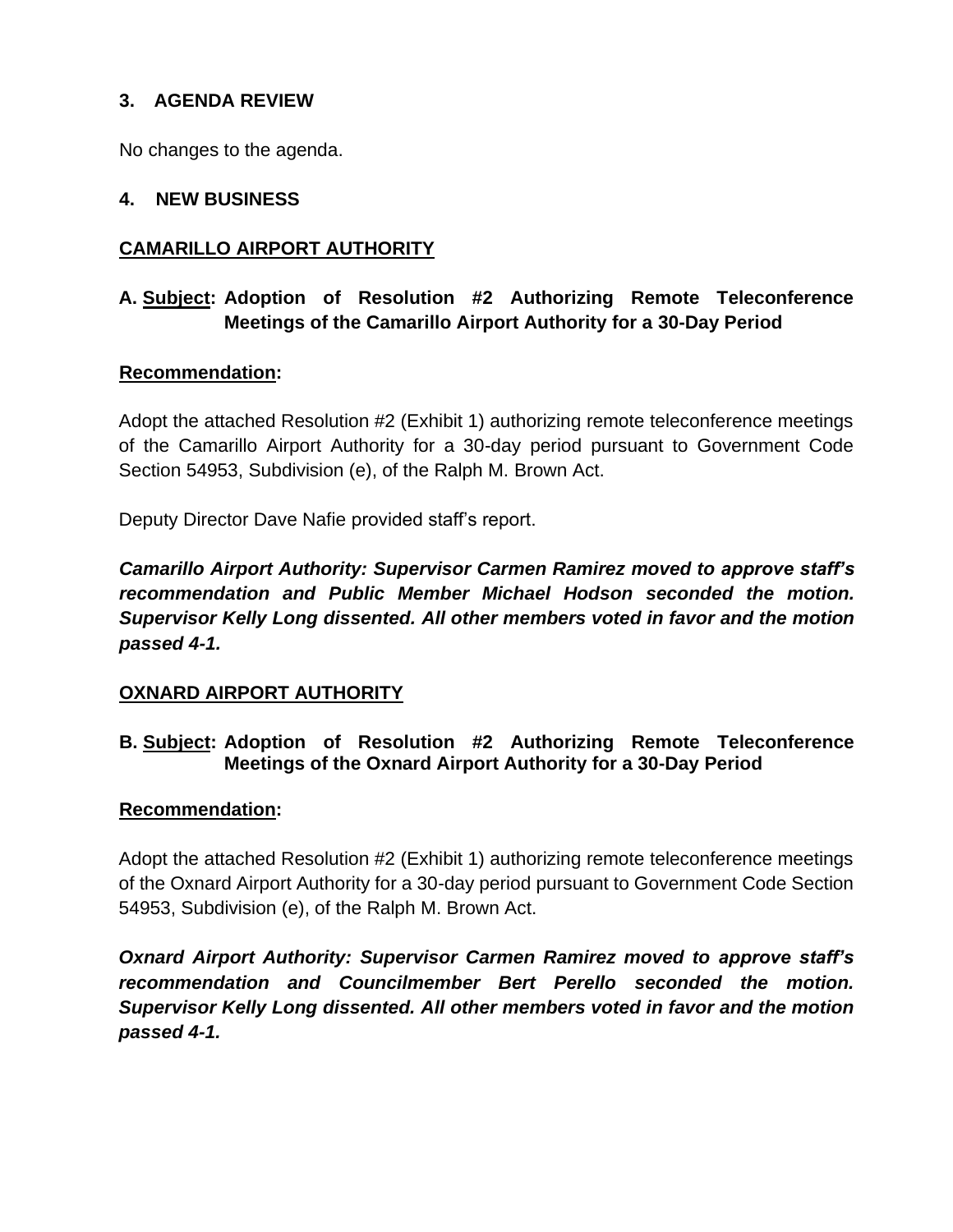## 3. AGENDA REVIEW

No changes to the agenda.

## 4. NEW BUSINESS

### CAMARILLO AIRPORT AUTHORITY

**A. Subject: Adoption of Resolution #2 Authorizing Remote Teleconference Meetings of the Camarillo Airport Authority for a 30-Day Period**

**Recommendation:**

Adopt the attached Resolution #2 (Exhibit 1) authorizing remote teleconference meetings of the Camarillo Airport Authority for a 30-day period pursuant to Government Code Section 54953, Subdivision (e), of the Ralph M. Brown Act.

Deputy Director Dave Nafie provided staff's report.

***Camarillo Airport Authority: Supervisor Carmen Ramirez moved to approve staff's recommendation and Public Member Michael Hodson seconded the motion. Supervisor Kelly Long dissented. All other members voted in favor and the motion passed 4-1.***

### OXNARD AIRPORT AUTHORITY

**B. Subject: Adoption of Resolution #2 Authorizing Remote Teleconference Meetings of the Oxnard Airport Authority for a 30-Day Period**

**Recommendation:**

Adopt the attached Resolution #2 (Exhibit 1) authorizing remote teleconference meetings of the Oxnard Airport Authority for a 30-day period pursuant to Government Code Section 54953, Subdivision (e), of the Ralph M. Brown Act.

***Oxnard Airport Authority: Supervisor Carmen Ramirez moved to approve staff's recommendation and Councilmember Bert Perello seconded the motion. Supervisor Kelly Long dissented. All other members voted in favor and the motion passed 4-1.***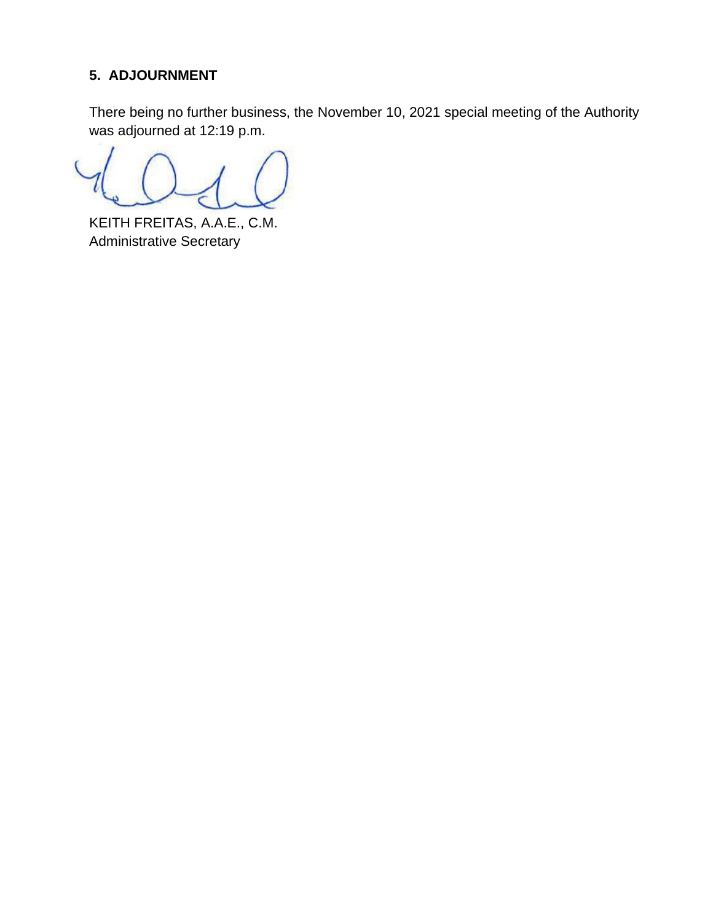## 5. ADJOURNMENT

There being no further business, the November 10, 2021 special meeting of the Authority was adjourned at 12:19 p.m.

KEITH FREITAS, A.A.E., C.M.
Administrative Secretary